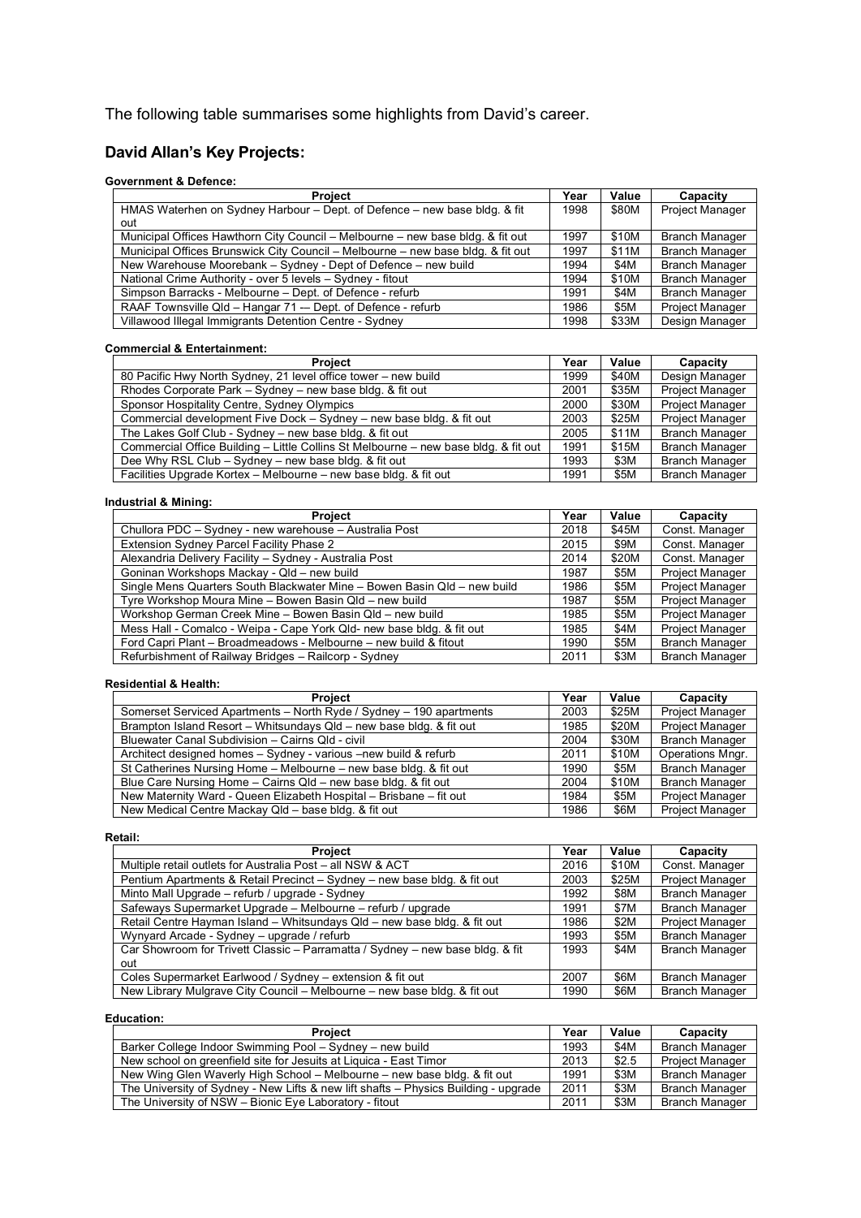The following table summarises some highlights from David's career.

## David Allan's Key Projects:

**Government & Defence:**

| Project | Year | Value | Capacity |
| --- | --- | --- | --- |
| HMAS Waterhen on Sydney Harbour – Dept. of Defence – new base bldg. & fit out | 1998 | $80M | Project Manager |
| Municipal Offices Hawthorn City Council – Melbourne – new base bldg. & fit out | 1997 | $10M | Branch Manager |
| Municipal Offices Brunswick City Council – Melbourne – new base bldg. & fit out | 1997 | $11M | Branch Manager |
| New Warehouse Moorebank – Sydney - Dept of Defence – new build | 1994 | $4M | Branch Manager |
| National Crime Authority - over 5 levels – Sydney - fitout | 1994 | $10M | Branch Manager |
| Simpson Barracks - Melbourne – Dept. of Defence - refurb | 1991 | $4M | Branch Manager |
| RAAF Townsville Qld – Hangar 71 -– Dept. of Defence - refurb | 1986 | $5M | Project Manager |
| Villawood Illegal Immigrants Detention Centre - Sydney | 1998 | $33M | Design Manager |

**Commercial & Entertainment:**

| Project | Year | Value | Capacity |
| --- | --- | --- | --- |
| 80 Pacific Hwy North Sydney, 21 level office tower – new build | 1999 | $40M | Design Manager |
| Rhodes Corporate Park – Sydney – new base bldg. & fit out | 2001 | $35M | Project Manager |
| Sponsor Hospitality Centre, Sydney Olympics | 2000 | $30M | Project Manager |
| Commercial development Five Dock – Sydney – new base bldg. & fit out | 2003 | $25M | Project Manager |
| The Lakes Golf Club - Sydney – new base bldg. & fit out | 2005 | $11M | Branch Manager |
| Commercial Office Building – Little Collins St Melbourne – new base bldg. & fit out | 1991 | $15M | Branch Manager |
| Dee Why RSL Club – Sydney – new base bldg. & fit out | 1993 | $3M | Branch Manager |
| Facilities Upgrade Kortex – Melbourne – new base bldg. & fit out | 1991 | $5M | Branch Manager |

**Industrial & Mining:**

| Project | Year | Value | Capacity |
| --- | --- | --- | --- |
| Chullora PDC – Sydney - new warehouse – Australia Post | 2018 | $45M | Const. Manager |
| Extension Sydney Parcel Facility Phase 2 | 2015 | $9M | Const. Manager |
| Alexandria Delivery Facility – Sydney - Australia Post | 2014 | $20M | Const. Manager |
| Goninan Workshops Mackay - Qld – new build | 1987 | $5M | Project Manager |
| Single Mens Quarters South Blackwater Mine – Bowen Basin Qld – new build | 1986 | $5M | Project Manager |
| Tyre Workshop Moura Mine – Bowen Basin Qld – new build | 1987 | $5M | Project Manager |
| Workshop German Creek Mine – Bowen Basin Qld – new build | 1985 | $5M | Project Manager |
| Mess Hall - Comalco - Weipa - Cape York Qld- new base bldg. & fit out | 1985 | $4M | Project Manager |
| Ford Capri Plant – Broadmeadows - Melbourne – new build & fitout | 1990 | $5M | Branch Manager |
| Refurbishment of Railway Bridges – Railcorp - Sydney | 2011 | $3M | Branch Manager |

**Residential & Health:**

| Project | Year | Value | Capacity |
| --- | --- | --- | --- |
| Somerset Serviced Apartments – North Ryde / Sydney – 190 apartments | 2003 | $25M | Project Manager |
| Brampton Island Resort – Whitsundays Qld – new base bldg. & fit out | 1985 | $20M | Project Manager |
| Bluewater Canal Subdivision – Cairns Qld - civil | 2004 | $30M | Branch Manager |
| Architect designed homes – Sydney - various –new build & refurb | 2011 | $10M | Operations Mngr. |
| St Catherines Nursing Home – Melbourne – new base bldg. & fit out | 1990 | $5M | Branch Manager |
| Blue Care Nursing Home – Cairns Qld – new base bldg. & fit out | 2004 | $10M | Branch Manager |
| New Maternity Ward - Queen Elizabeth Hospital – Brisbane – fit out | 1984 | $5M | Project Manager |
| New Medical Centre Mackay Qld – base bldg. & fit out | 1986 | $6M | Project Manager |

**Retail:**

| Project | Year | Value | Capacity |
| --- | --- | --- | --- |
| Multiple retail outlets for Australia Post – all NSW & ACT | 2016 | $10M | Const. Manager |
| Pentium Apartments & Retail Precinct – Sydney – new base bldg. & fit out | 2003 | $25M | Project Manager |
| Minto Mall Upgrade – refurb / upgrade - Sydney | 1992 | $8M | Branch Manager |
| Safeways Supermarket Upgrade – Melbourne – refurb / upgrade | 1991 | $7M | Branch Manager |
| Retail Centre Hayman Island – Whitsundays Qld – new base bldg. & fit out | 1986 | $2M | Project Manager |
| Wynyard Arcade - Sydney – upgrade / refurb | 1993 | $5M | Branch Manager |
| Car Showroom for Trivett Classic – Parramatta / Sydney – new base bldg. & fit out | 1993 | $4M | Branch Manager |
| Coles Supermarket Earlwood / Sydney – extension & fit out | 2007 | $6M | Branch Manager |
| New Library Mulgrave City Council – Melbourne – new base bldg. & fit out | 1990 | $6M | Branch Manager |

**Education:**

| Project | Year | Value | Capacity |
| --- | --- | --- | --- |
| Barker College Indoor Swimming Pool – Sydney – new build | 1993 | $4M | Branch Manager |
| New school on greenfield site for Jesuits at Liquica - East Timor | 2013 | $2.5 | Project Manager |
| New Wing Glen Waverly High School – Melbourne – new base bldg. & fit out | 1991 | $3M | Branch Manager |
| The University of Sydney - New Lifts & new lift shafts – Physics Building - upgrade | 2011 | $3M | Branch Manager |
| The University of NSW – Bionic Eye Laboratory - fitout | 2011 | $3M | Branch Manager |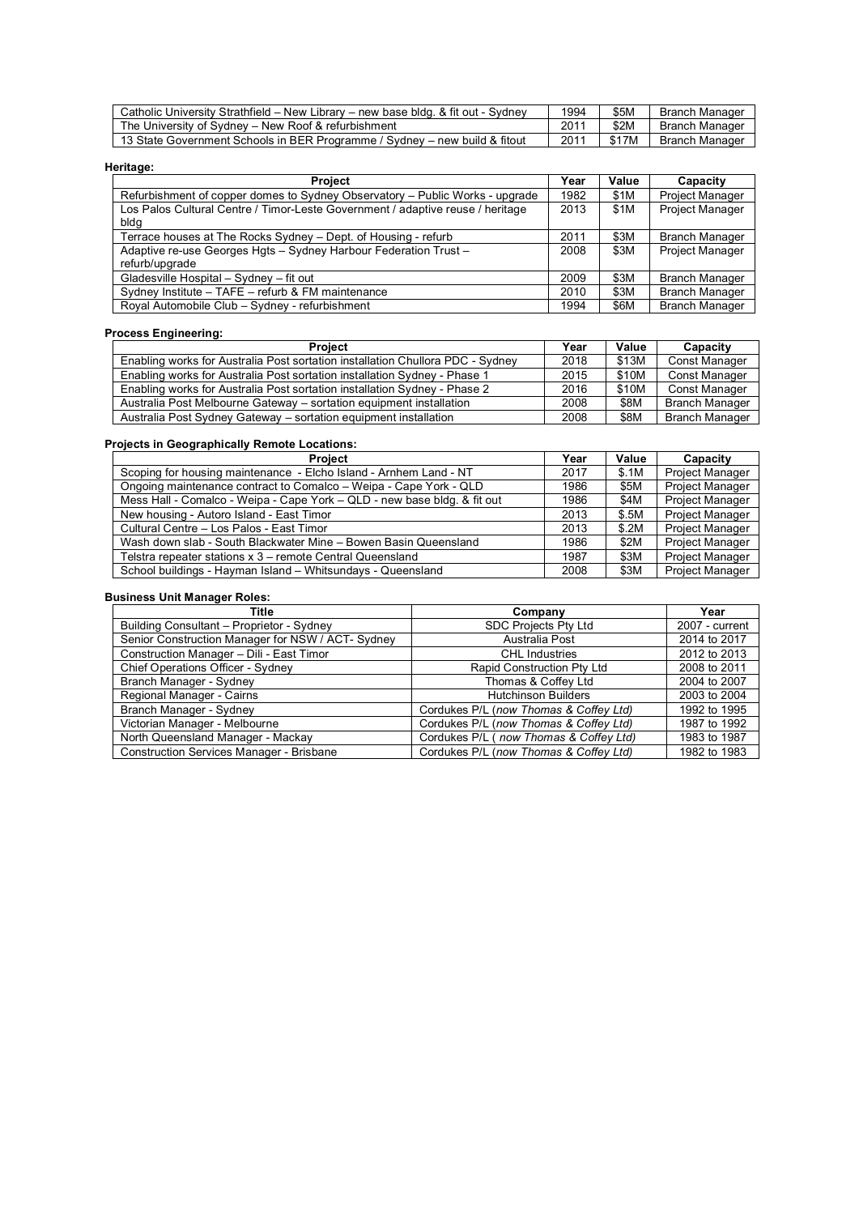| | | | |
|---|---|---|---|
| Catholic University Strathfield – New Library – new base bldg. & fit out - Sydney | 1994 | $5M | Branch Manager |
| The University of Sydney – New Roof & refurbishment | 2011 | $2M | Branch Manager |
| 13 State Government Schools in BER Programme / Sydney – new build & fitout | 2011 | $17M | Branch Manager |

**Heritage:**

| Project | Year | Value | Capacity |
|---|---|---|---|
| Refurbishment of copper domes to Sydney Observatory – Public Works - upgrade | 1982 | $1M | Project Manager |
| Los Palos Cultural Centre / Timor-Leste Government / adaptive reuse / heritage bldg | 2013 | $1M | Project Manager |
| Terrace houses at The Rocks Sydney – Dept. of Housing - refurb | 2011 | $3M | Branch Manager |
| Adaptive re-use Georges Hgts – Sydney Harbour Federation Trust – refurb/upgrade | 2008 | $3M | Project Manager |
| Gladesville Hospital – Sydney – fit out | 2009 | $3M | Branch Manager |
| Sydney Institute – TAFE – refurb & FM maintenance | 2010 | $3M | Branch Manager |
| Royal Automobile Club – Sydney - refurbishment | 1994 | $6M | Branch Manager |

**Process Engineering:**

| Project | Year | Value | Capacity |
|---|---|---|---|
| Enabling works for Australia Post sortation installation Chullora PDC - Sydney | 2018 | $13M | Const Manager |
| Enabling works for Australia Post sortation installation Sydney - Phase 1 | 2015 | $10M | Const Manager |
| Enabling works for Australia Post sortation installation Sydney - Phase 2 | 2016 | $10M | Const Manager |
| Australia Post Melbourne Gateway – sortation equipment installation | 2008 | $8M | Branch Manager |
| Australia Post Sydney Gateway – sortation equipment installation | 2008 | $8M | Branch Manager |

**Projects in Geographically Remote Locations:**

| Project | Year | Value | Capacity |
|---|---|---|---|
| Scoping for housing maintenance - Elcho Island - Arnhem Land - NT | 2017 | $.1M | Project Manager |
| Ongoing maintenance contract to Comalco – Weipa - Cape York - QLD | 1986 | $5M | Project Manager |
| Mess Hall - Comalco - Weipa - Cape York – QLD - new base bldg. & fit out | 1986 | $4M | Project Manager |
| New housing - Autoro Island - East Timor | 2013 | $.5M | Project Manager |
| Cultural Centre – Los Palos - East Timor | 2013 | $.2M | Project Manager |
| Wash down slab - South Blackwater Mine – Bowen Basin Queensland | 1986 | $2M | Project Manager |
| Telstra repeater stations x 3 – remote Central Queensland | 1987 | $3M | Project Manager |
| School buildings - Hayman Island – Whitsundays - Queensland | 2008 | $3M | Project Manager |

**Business Unit Manager Roles:**

| Title | Company | Year |
|---|---|---|
| Building Consultant – Proprietor - Sydney | SDC Projects Pty Ltd | 2007 - current |
| Senior Construction Manager for NSW / ACT- Sydney | Australia Post | 2014 to 2017 |
| Construction Manager – Dili - East Timor | CHL Industries | 2012 to 2013 |
| Chief Operations Officer - Sydney | Rapid Construction Pty Ltd | 2008 to 2011 |
| Branch Manager - Sydney | Thomas & Coffey Ltd | 2004 to 2007 |
| Regional Manager - Cairns | Hutchinson Builders | 2003 to 2004 |
| Branch Manager - Sydney | Cordukes P/L (*now Thomas & Coffey Ltd*) | 1992 to 1995 |
| Victorian Manager - Melbourne | Cordukes P/L (*now Thomas & Coffey Ltd*) | 1987 to 1992 |
| North Queensland Manager - Mackay | Cordukes P/L ( *now Thomas & Coffey Ltd*) | 1983 to 1987 |
| Construction Services Manager - Brisbane | Cordukes P/L (*now Thomas & Coffey Ltd*) | 1982 to 1983 |